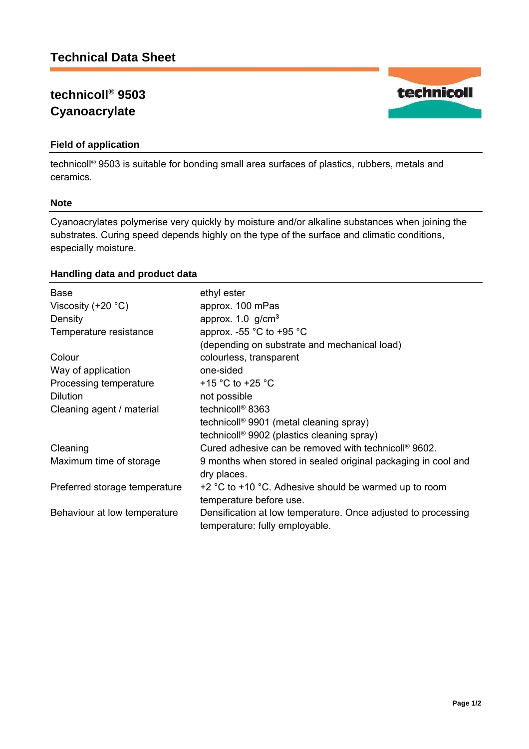# Technical Data Sheet

## technicoll® 9503
## Cyanoacrylate

### Field of application

technicoll® 9503 is suitable for bonding small area surfaces of plastics, rubbers, metals and ceramics.

### Note

Cyanoacrylates polymerise very quickly by moisture and/or alkaline substances when joining the substrates. Curing speed depends highly on the type of the surface and climatic conditions, especially moisture.

### Handling data and product data

| | |
|---|---|
| Base | ethyl ester |
| Viscosity (+20 °C) | approx. 100 mPas |
| Density | approx. 1.0 g/cm³ |
| Temperature resistance | approx. -55 °C to +95 °C (depending on substrate and mechanical load) |
| Colour | colourless, transparent |
| Way of application | one-sided |
| Processing temperature | +15 °C to +25 °C |
| Dilution | not possible |
| Cleaning agent / material | technicoll® 8363<br>technicoll® 9901 (metal cleaning spray)<br>technicoll® 9902 (plastics cleaning spray) |
| Cleaning | Cured adhesive can be removed with technicoll® 9602. |
| Maximum time of storage | 9 months when stored in sealed original packaging in cool and dry places. |
| Preferred storage temperature | +2 °C to +10 °C. Adhesive should be warmed up to room temperature before use. |
| Behaviour at low temperature | Densification at low temperature. Once adjusted to processing temperature: fully employable. |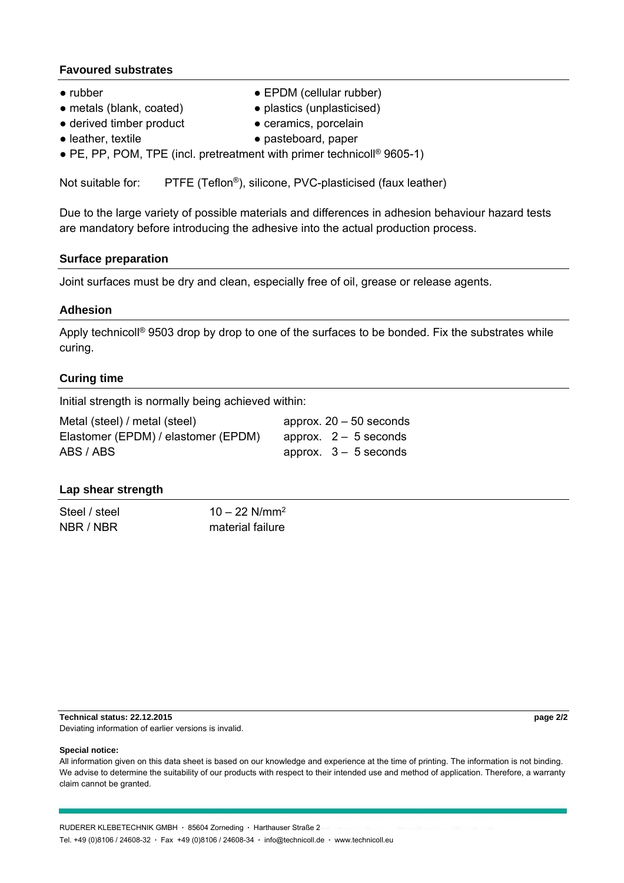## Favoured substrates

- rubber
- metals (blank, coated)
- derived timber product
- leather, textile
- EPDM (cellular rubber)
- plastics (unplasticised)
- ceramics, porcelain
- pasteboard, paper
- PE, PP, POM, TPE (incl. pretreatment with primer technicoll® 9605-1)

Not suitable for: PTFE (Teflon®), silicone, PVC-plasticised (faux leather)

Due to the large variety of possible materials and differences in adhesion behaviour hazard tests are mandatory before introducing the adhesive into the actual production process.

## Surface preparation

Joint surfaces must be dry and clean, especially free of oil, grease or release agents.

## Adhesion

Apply technicoll® 9503 drop by drop to one of the surfaces to be bonded. Fix the substrates while curing.

## Curing time

Initial strength is normally being achieved within:

| | |
|---|---|
| Metal (steel) / metal (steel) | approx. 20 – 50 seconds |
| Elastomer (EPDM) / elastomer (EPDM) | approx. 2 – 5 seconds |
| ABS / ABS | approx. 3 – 5 seconds |

## Lap shear strength

| | |
|---|---|
| Steel / steel | 10 – 22 N/mm$^2$ |
| NBR / NBR | material failure |

**Technical status: 22.12.2015**
Deviating information of earlier versions is invalid.

**Special notice:**
All information given on this data sheet is based on our knowledge and experience at the time of printing. The information is not binding. We advise to determine the suitability of our products with respect to their intended use and method of application. Therefore, a warranty claim cannot be granted.

RUDERER KLEBETECHNIK GMBH · 85604 Zorneding · Harthauser Straße 2
Tel. +49 (0)8106 / 24608-32 · Fax +49 (0)8106 / 24608-34 · info@technicoll.de · www.technicoll.eu